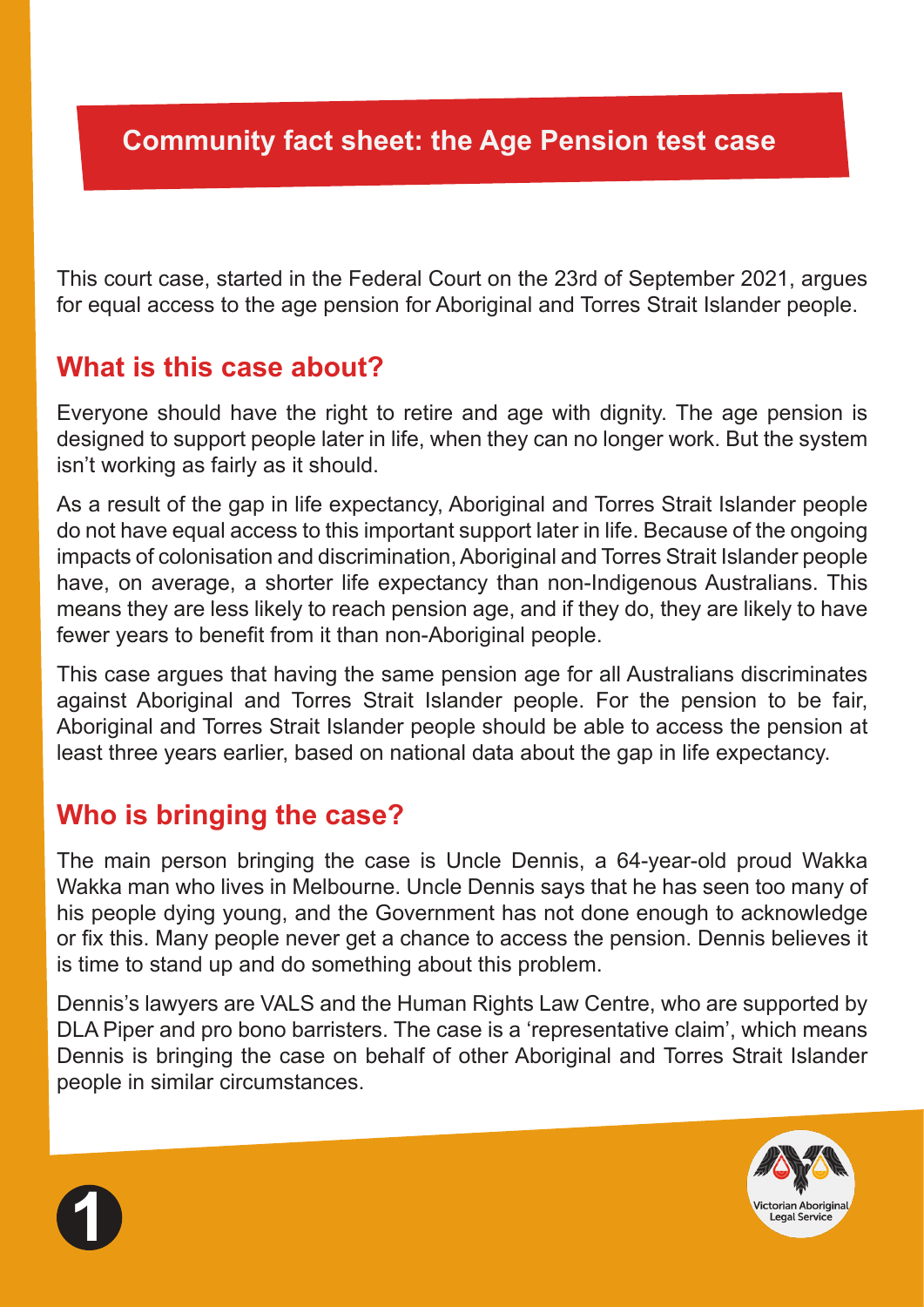# Community fact sheet: the Age Pension test case

This court case, started in the Federal Court on the 23rd of September 2021, argues for equal access to the age pension for Aboriginal and Torres Strait Islander people.

## What is this case about?

Everyone should have the right to retire and age with dignity. The age pension is designed to support people later in life, when they can no longer work. But the system isn't working as fairly as it should.

As a result of the gap in life expectancy, Aboriginal and Torres Strait Islander people do not have equal access to this important support later in life. Because of the ongoing impacts of colonisation and discrimination, Aboriginal and Torres Strait Islander people have, on average, a shorter life expectancy than non-Indigenous Australians. This means they are less likely to reach pension age, and if they do, they are likely to have fewer years to benefit from it than non-Aboriginal people.

This case argues that having the same pension age for all Australians discriminates against Aboriginal and Torres Strait Islander people. For the pension to be fair, Aboriginal and Torres Strait Islander people should be able to access the pension at least three years earlier, based on national data about the gap in life expectancy.

## Who is bringing the case?

The main person bringing the case is Uncle Dennis, a 64-year-old proud Wakka Wakka man who lives in Melbourne. Uncle Dennis says that he has seen too many of his people dying young, and the Government has not done enough to acknowledge or fix this. Many people never get a chance to access the pension. Dennis believes it is time to stand up and do something about this problem.

Dennis's lawyers are VALS and the Human Rights Law Centre, who are supported by DLA Piper and pro bono barristers. The case is a 'representative claim', which means Dennis is bringing the case on behalf of other Aboriginal and Torres Strait Islander people in similar circumstances.

Victorian Aboriginal Legal Service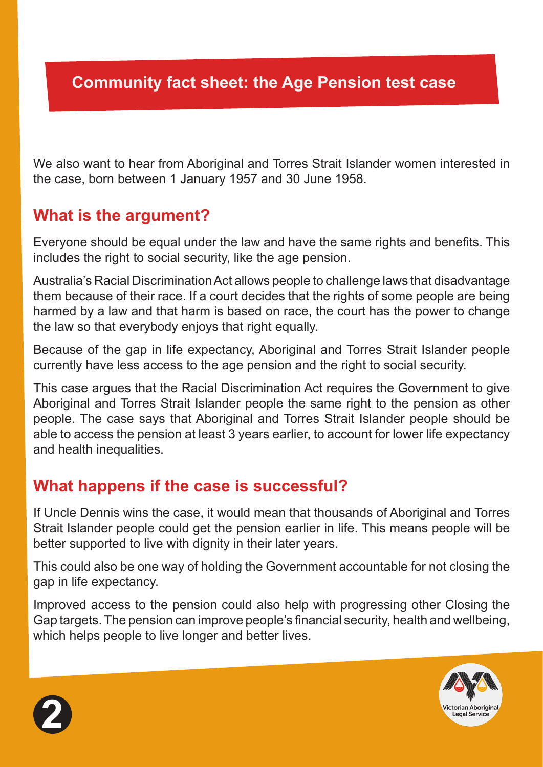## Community fact sheet: the Age Pension test case

We also want to hear from Aboriginal and Torres Strait Islander women interested in the case, born between 1 January 1957 and 30 June 1958.

## What is the argument?

Everyone should be equal under the law and have the same rights and benefits. This includes the right to social security, like the age pension.

Australia's Racial Discrimination Act allows people to challenge laws that disadvantage them because of their race. If a court decides that the rights of some people are being harmed by a law and that harm is based on race, the court has the power to change the law so that everybody enjoys that right equally.

Because of the gap in life expectancy, Aboriginal and Torres Strait Islander people currently have less access to the age pension and the right to social security.

This case argues that the Racial Discrimination Act requires the Government to give Aboriginal and Torres Strait Islander people the same right to the pension as other people. The case says that Aboriginal and Torres Strait Islander people should be able to access the pension at least 3 years earlier, to account for lower life expectancy and health inequalities.

## What happens if the case is successful?

If Uncle Dennis wins the case, it would mean that thousands of Aboriginal and Torres Strait Islander people could get the pension earlier in life. This means people will be better supported to live with dignity in their later years.

This could also be one way of holding the Government accountable for not closing the gap in life expectancy.

Improved access to the pension could also help with progressing other Closing the Gap targets. The pension can improve people's financial security, health and wellbeing, which helps people to live longer and better lives.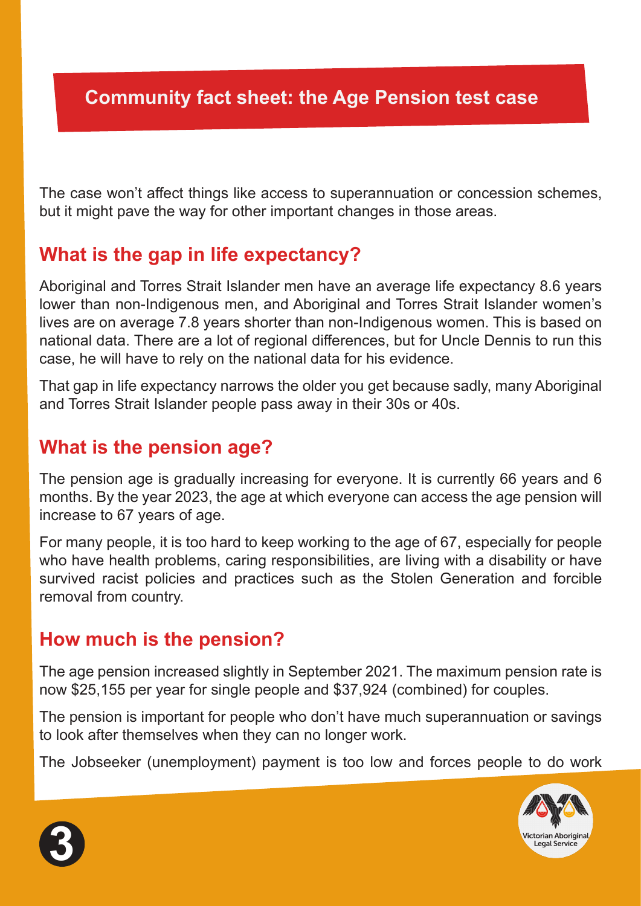Community fact sheet: the Age Pension test case

The case won't affect things like access to superannuation or concession schemes, but it might pave the way for other important changes in those areas.

## What is the gap in life expectancy?

Aboriginal and Torres Strait Islander men have an average life expectancy 8.6 years lower than non-Indigenous men, and Aboriginal and Torres Strait Islander women's lives are on average 7.8 years shorter than non-Indigenous women. This is based on national data. There are a lot of regional differences, but for Uncle Dennis to run this case, he will have to rely on the national data for his evidence.

That gap in life expectancy narrows the older you get because sadly, many Aboriginal and Torres Strait Islander people pass away in their 30s or 40s.

## What is the pension age?

The pension age is gradually increasing for everyone. It is currently 66 years and 6 months. By the year 2023, the age at which everyone can access the age pension will increase to 67 years of age.

For many people, it is too hard to keep working to the age of 67, especially for people who have health problems, caring responsibilities, are living with a disability or have survived racist policies and practices such as the Stolen Generation and forcible removal from country.

## How much is the pension?

The age pension increased slightly in September 2021. The maximum pension rate is now $25,155 per year for single people and $37,924 (combined) for couples.

The pension is important for people who don't have much superannuation or savings to look after themselves when they can no longer work.

The Jobseeker (unemployment) payment is too low and forces people to do work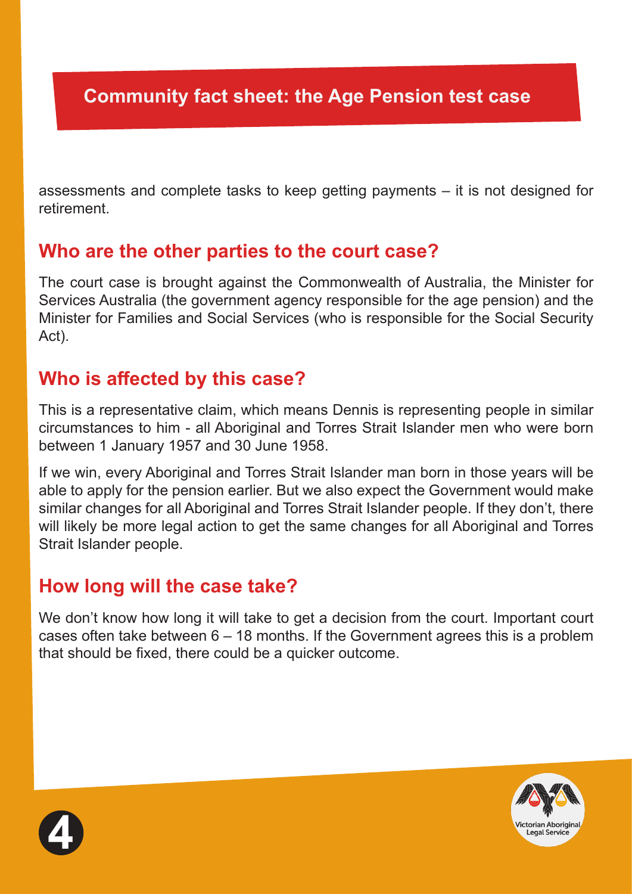assessments and complete tasks to keep getting payments – it is not designed for retirement.

## Who are the other parties to the court case?

The court case is brought against the Commonwealth of Australia, the Minister for Services Australia (the government agency responsible for the age pension) and the Minister for Families and Social Services (who is responsible for the Social Security Act).

## Who is affected by this case?

This is a representative claim, which means Dennis is representing people in similar circumstances to him - all Aboriginal and Torres Strait Islander men who were born between 1 January 1957 and 30 June 1958.

If we win, every Aboriginal and Torres Strait Islander man born in those years will be able to apply for the pension earlier. But we also expect the Government would make similar changes for all Aboriginal and Torres Strait Islander people. If they don't, there will likely be more legal action to get the same changes for all Aboriginal and Torres Strait Islander people.

## How long will the case take?

We don't know how long it will take to get a decision from the court. Important court cases often take between 6 – 18 months. If the Government agrees this is a problem that should be fixed, there could be a quicker outcome.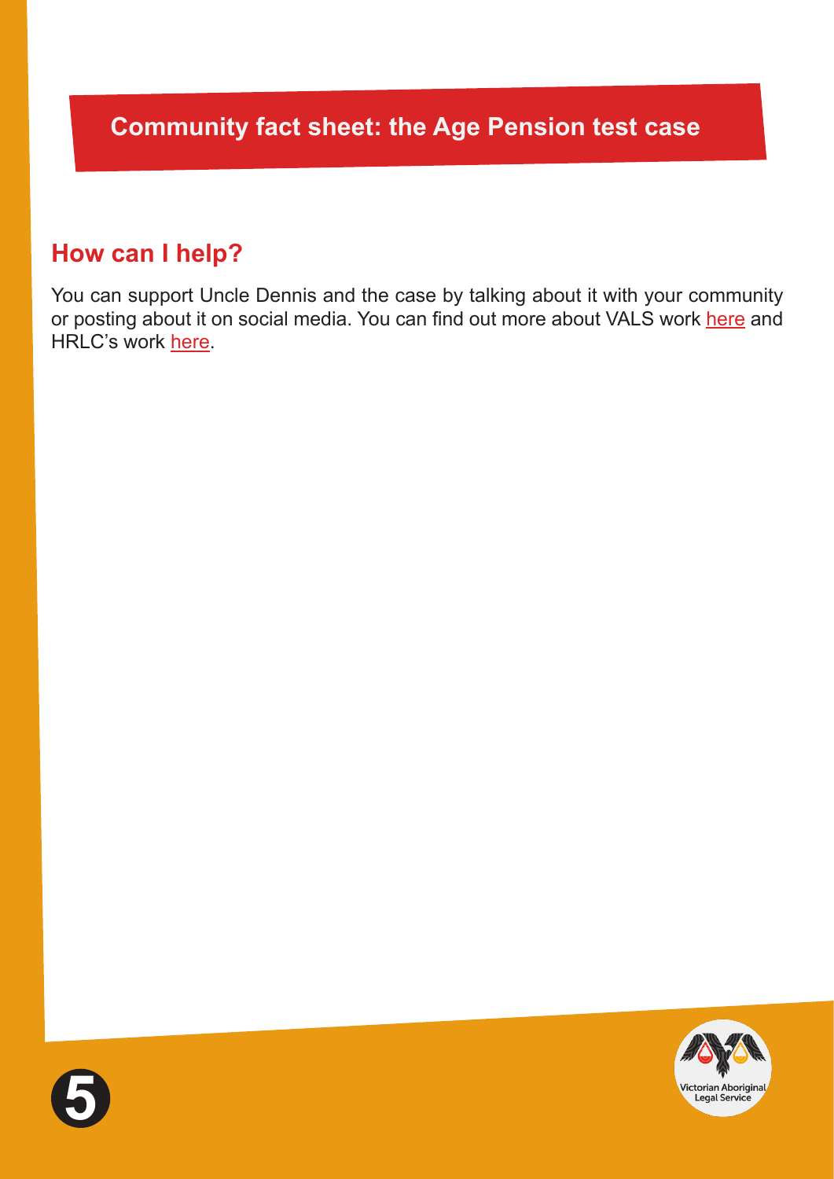## How can I help?

You can support Uncle Dennis and the case by talking about it with your community or posting about it on social media. You can find out more about VALS work here and HRLC's work here.